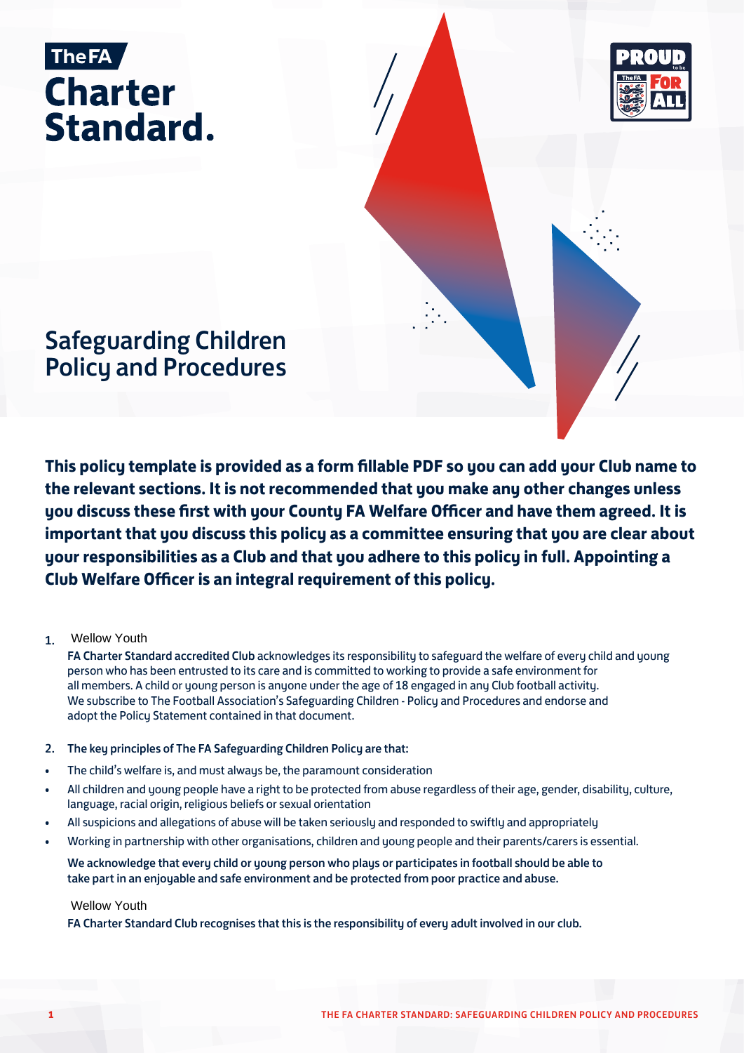The FA

# Charter Standard.

## Safeguarding Children Policy and Procedures

**This policy template is provided as a form fillable PDF so you can add your Club name to the relevant sections. It is not recommended that you make any other changes unless you discuss these first with your County FA Welfare Officer and have them agreed. It is important that you discuss this policy as a committee ensuring that you are clear about your responsibilities as a Club and that you adhere to this policy in full. Appointing a Club Welfare Officer is an integral requirement of this policy.**

1. Wellow Youth
   **FA Charter Standard accredited Club** acknowledges its responsibility to safeguard the welfare of every child and young person who has been entrusted to its care and is committed to working to provide a safe environment for all members. A child or young person is anyone under the age of 18 engaged in any Club football activity. We subscribe to The Football Association's Safeguarding Children - Policy and Procedures and endorse and adopt the Policy Statement contained in that document.

2. **The key principles of The FA Safeguarding Children Policy are that:**

- The child's welfare is, and must always be, the paramount consideration
- All children and young people have a right to be protected from abuse regardless of their age, gender, disability, culture, language, racial origin, religious beliefs or sexual orientation
- All suspicions and allegations of abuse will be taken seriously and responded to swiftly and appropriately
- Working in partnership with other organisations, children and young people and their parents/carers is essential.

**We acknowledge that every child or young person who plays or participates in football should be able to take part in an enjoyable and safe environment and be protected from poor practice and abuse.**

Wellow Youth
**FA Charter Standard Club recognises that this is the responsibility of every adult involved in our club.**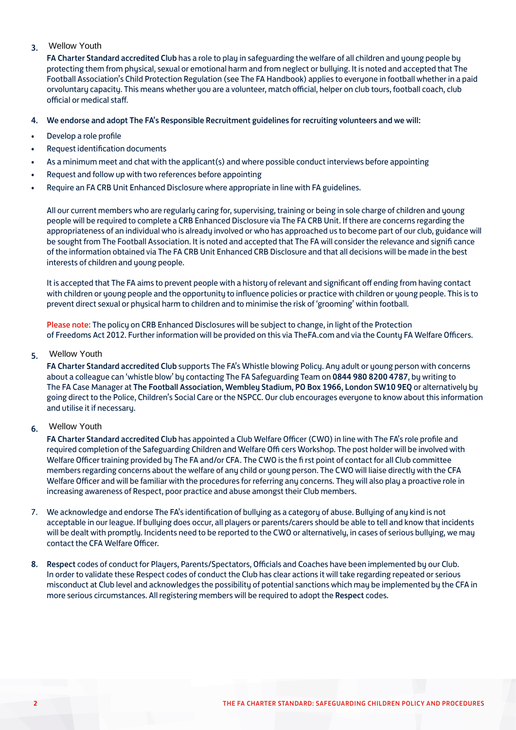3. Wellow Youth **FA Charter Standard accredited Club** has a role to play in safeguarding the welfare of all children and young people by protecting them from physical, sexual or emotional harm and from neglect or bullying. It is noted and accepted that The Football Association's Child Protection Regulation (see The FA Handbook) applies to everyone in football whether in a paid orvoluntary capacity. This means whether you are a volunteer, match official, helper on club tours, football coach, club official or medical staff.

4. **We endorse and adopt The FA's Responsible Recruitment guidelines for recruiting volunteers and we will:**

- Develop a role profile
- Request identification documents
- As a minimum meet and chat with the applicant(s) and where possible conduct interviews before appointing
- Request and follow up with two references before appointing
- Require an FA CRB Unit Enhanced Disclosure where appropriate in line with FA guidelines.

All our current members who are regularly caring for, supervising, training or being in sole charge of children and young people will be required to complete a CRB Enhanced Disclosure via The FA CRB Unit. If there are concerns regarding the appropriateness of an individual who is already involved or who has approached us to become part of our club, guidance will be sought from The Football Association. It is noted and accepted that The FA will consider the relevance and signifi cance of the information obtained via The FA CRB Unit Enhanced CRB Disclosure and that all decisions will be made in the best interests of children and young people.

It is accepted that The FA aims to prevent people with a history of relevant and significant off ending from having contact with children or young people and the opportunity to influence policies or practice with children or young people. This is to prevent direct sexual or physical harm to children and to minimise the risk of 'grooming' within football.

Please note: The policy on CRB Enhanced Disclosures will be subject to change, in light of the Protection of Freedoms Act 2012. Further information will be provided on this via TheFA.com and via the County FA Welfare Officers.

5. Wellow Youth **FA Charter Standard accredited Club** supports The FA's Whistle blowing Policy. Any adult or young person with concerns about a colleague can 'whistle blow' by contacting The FA Safeguarding Team on **0844 980 8200 4787**, by writing to The FA Case Manager at **The Football Association, Wembley Stadium, PO Box 1966, London SW10 9EQ** or alternatively by going direct to the Police, Children's Social Care or the NSPCC. Our club encourages everyone to know about this information and utilise it if necessary.

6. Wellow Youth **FA Charter Standard accredited Club** has appointed a Club Welfare Officer (CWO) in line with The FA's role profile and required completion of the Safeguarding Children and Welfare Offi cers Workshop. The post holder will be involved with Welfare Officer training provided by The FA and/or CFA. The CWO is the fi rst point of contact for all Club committee members regarding concerns about the welfare of any child or young person. The CWO will liaise directly with the CFA Welfare Officer and will be familiar with the procedures for referring any concerns. They will also play a proactive role in increasing awareness of Respect, poor practice and abuse amongst their Club members.

7. We acknowledge and endorse The FA's identification of bullying as a category of abuse. Bullying of any kind is not acceptable in our league. If bullying does occur, all players or parents/carers should be able to tell and know that incidents will be dealt with promptly. Incidents need to be reported to the CWO or alternatively, in cases of serious bullying, we may contact the CFA Welfare Officer.

8. **Respect** codes of conduct for Players, Parents/Spectators, Officials and Coaches have been implemented by our Club. In order to validate these Respect codes of conduct the Club has clear actions it will take regarding repeated or serious misconduct at Club level and acknowledges the possibility of potential sanctions which may be implemented by the CFA in more serious circumstances. All registering members will be required to adopt the **Respect** codes.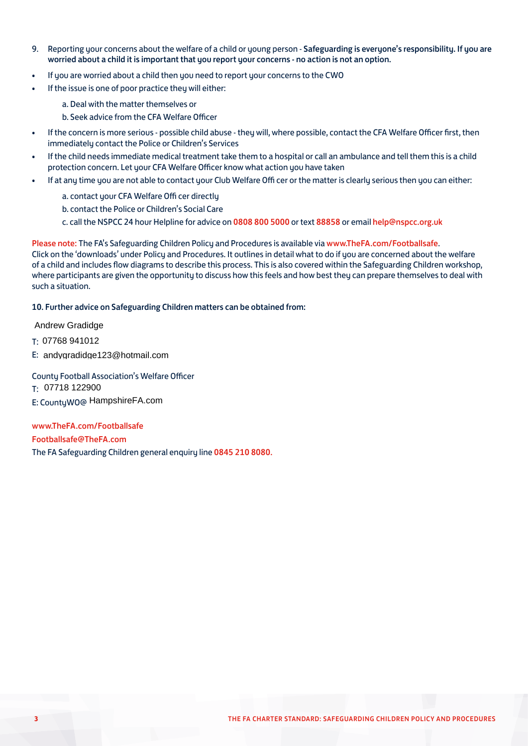9. Reporting your concerns about the welfare of a child or young person - **Safeguarding is everyone's responsibility. If you are worried about a child it is important that you report your concerns - no action is not an option.**

- If you are worried about a child then you need to report your concerns to the CWO
- If the issue is one of poor practice they will either:
  - a. Deal with the matter themselves or
  - b. Seek advice from the CFA Welfare Officer
- If the concern is more serious - possible child abuse - they will, where possible, contact the CFA Welfare Officer first, then immediately contact the Police or Children's Services
- If the child needs immediate medical treatment take them to a hospital or call an ambulance and tell them this is a child protection concern. Let your CFA Welfare Officer know what action you have taken
- If at any time you are not able to contact your Club Welfare Offi cer or the matter is clearly serious then you can either:
  - a. contact your CFA Welfare Offi cer directly
  - b. contact the Police or Children's Social Care
  - c. call the NSPCC 24 hour Helpline for advice on **0808 800 5000** or text **88858** or email **help@nspcc.org.uk**

**Please note:** The FA's Safeguarding Children Policy and Procedures is available via **www.TheFA.com/Footballsafe**. Click on the 'downloads' under Policy and Procedures. It outlines in detail what to do if you are concerned about the welfare of a child and includes flow diagrams to describe this process. This is also covered within the Safeguarding Children workshop, where participants are given the opportunity to discuss how this feels and how best they can prepare themselves to deal with such a situation.

**10. Further advice on Safeguarding Children matters can be obtained from:**

Andrew Gradidge

T: 07768 941012

E: andygradidge123@hotmail.com

County Football Association's Welfare Officer

T: 07718 122900

E: CountyWO@ HampshireFA.com

**www.TheFA.com/Footballsafe**

**Footballsafe@TheFA.com**

The FA Safeguarding Children general enquiry line **0845 210 8080.**